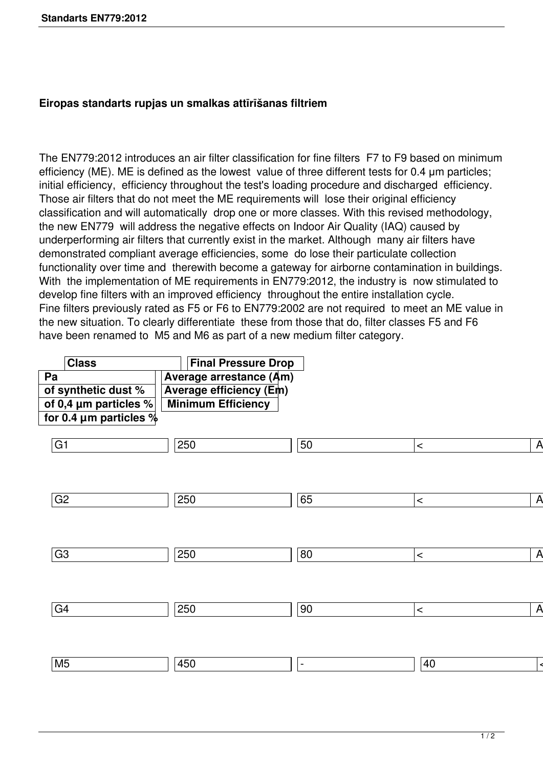# Eiropas standarts rupjas un smalkas attīrīšanas filtriem

The EN779:2012 introduces an air filter classification for fine filters F7 to F9 based on minimum efficiency (ME). ME is defined as the lowest value of three different tests for 0.4 µm particles; initial efficiency, efficiency throughout the test's loading procedure and discharged efficiency. Those air filters that do not meet the ME requirements will lose their original efficiency classification and will automatically drop one or more classes. With this revised methodology, the new EN779 will address the negative effects on Indoor Air Quality (IAQ) caused by underperforming air filters that currently exist in the market. Although many air filters have demonstrated compliant average efficiencies, some do lose their particulate collection functionality over time and therewith become a gateway for airborne contamination in buildings. With the implementation of ME requirements in EN779:2012, the industry is now stimulated to develop fine filters with an improved efficiency throughout the entire installation cycle.
Fine filters previously rated as F5 or F6 to EN779:2002 are not required to meet an ME value in the new situation. To clearly differentiate these from those that do, filter classes F5 and F6 have been renamed to M5 and M6 as part of a new medium filter category.

| Class | Final Pressure Drop Pa | Average arrestance (Am) of synthetic dust % | Average efficiency (Em) of 0,4 µm particles % | Minimum Efficiency for 0.4 µm particles % |
|---|---|---|---|---|
| G1 | 250 | 50 | < | A |
| G2 | 250 | 65 | < | A |
| G3 | 250 | 80 | < | A |
| G4 | 250 | 90 | < | A |
| M5 | 450 | - | 40 | < |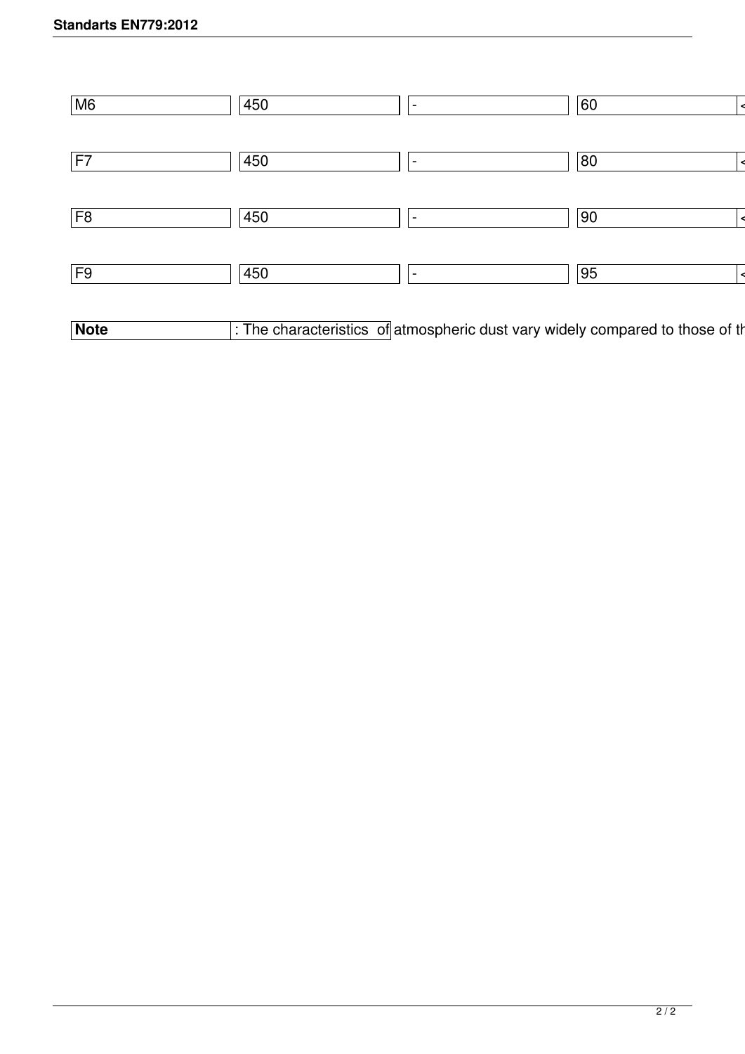| | | | | |
|---|---|---|---|---|
| M6 | 450 | - | 60 | < |
| F7 | 450 | - | 80 | < |
| F8 | 450 | - | 90 | < |
| F9 | 450 | - | 95 | < |

**Note** : The characteristics of atmospheric dust vary widely compared to those of th